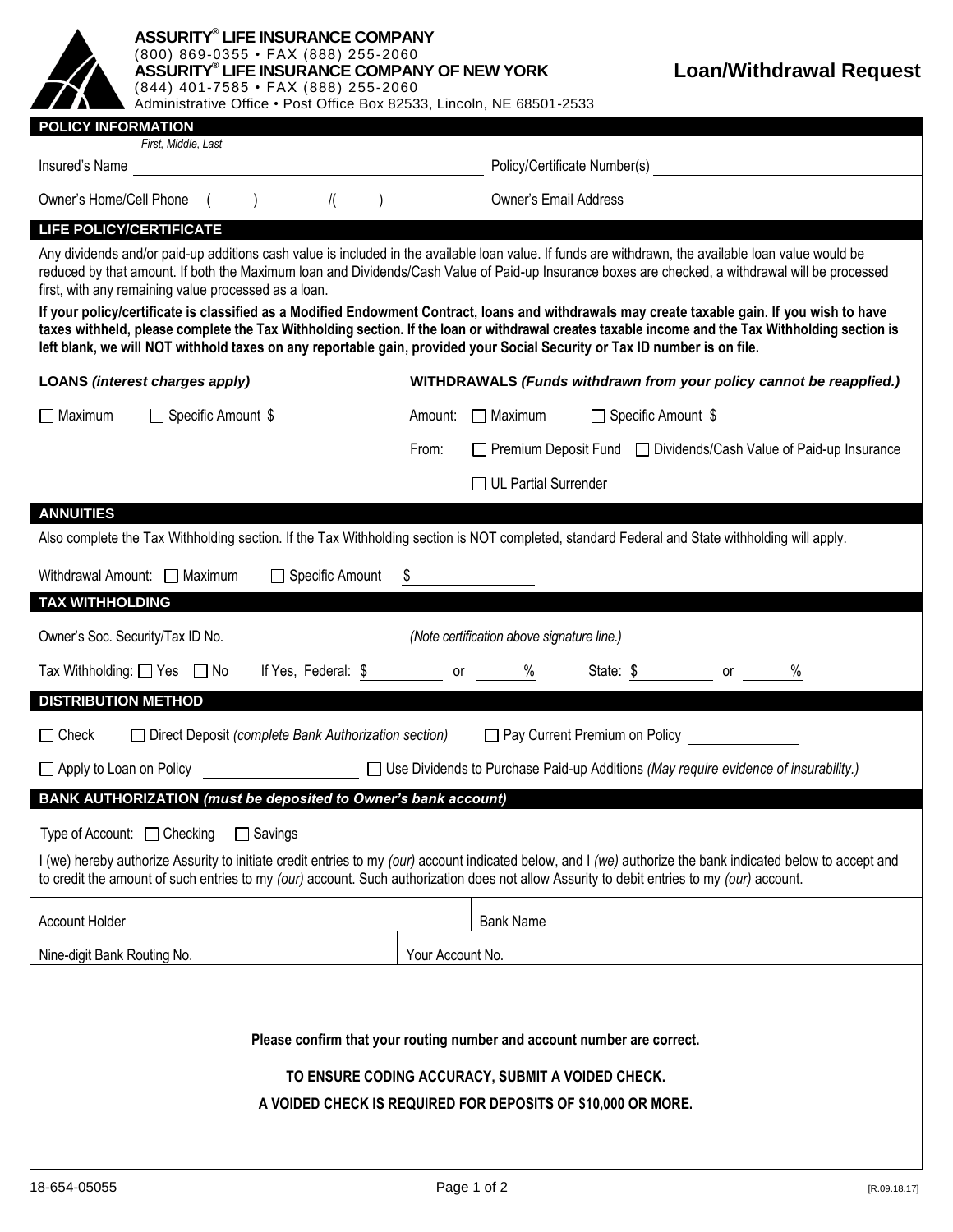**ASSURITY® LIFE INSURANCE COMPANY**
(800) 869-0355 • FAX (888) 255-2060
**ASSURITY® LIFE INSURANCE COMPANY OF NEW YORK**
(844) 401-7585 • FAX (888) 255-2060
Administrative Office • Post Office Box 82533, Lincoln, NE 68501-2533

# Loan/Withdrawal Request

## POLICY INFORMATION

Insured's Name *(First, Middle, Last)* ____________________ Policy/Certificate Number(s) ____________________

Owner's Home/Cell Phone (     ) /(     ) ____________________ Owner's Email Address ____________________

## LIFE POLICY/CERTIFICATE

Any dividends and/or paid-up additions cash value is included in the available loan value. If funds are withdrawn, the available loan value would be reduced by that amount. If both the Maximum loan and Dividends/Cash Value of Paid-up Insurance boxes are checked, a withdrawal will be processed first, with any remaining value processed as a loan.

**If your policy/certificate is classified as a Modified Endowment Contract, loans and withdrawals may create taxable gain. If you wish to have taxes withheld, please complete the Tax Withholding section. If the loan or withdrawal creates taxable income and the Tax Withholding section is left blank, we will NOT withhold taxes on any reportable gain, provided your Social Security or Tax ID number is on file.**

**LOANS** ***(interest charges apply)***

☐ Maximum ☐ Specific Amount $ ____________

**WITHDRAWALS** ***(Funds withdrawn from your policy cannot be reapplied.)***

Amount: ☐ Maximum ☐ Specific Amount $ ____________

From: ☐ Premium Deposit Fund ☐ Dividends/Cash Value of Paid-up Insurance

☐ UL Partial Surrender

## ANNUITIES

Also complete the Tax Withholding section. If the Tax Withholding section is NOT completed, standard Federal and State withholding will apply.

Withdrawal Amount: ☐ Maximum ☐ Specific Amount $ ____________

## TAX WITHHOLDING

Owner's Soc. Security/Tax ID No. ____________________ *(Note certification above signature line.)*

Tax Withholding: ☐ Yes ☐ No If Yes, Federal: $ ________ or ______ % State: $ ________ or ______ %

## DISTRIBUTION METHOD

☐ Check ☐ Direct Deposit *(complete Bank Authorization section)* ☐ Pay Current Premium on Policy ____________

☐ Apply to Loan on Policy ____________ ☐ Use Dividends to Purchase Paid-up Additions *(May require evidence of insurability.)*

## BANK AUTHORIZATION *(must be deposited to Owner's bank account)*

Type of Account: ☐ Checking ☐ Savings

I (we) hereby authorize Assurity to initiate credit entries to my *(our)* account indicated below, and I *(we)* authorize the bank indicated below to accept and to credit the amount of such entries to my *(our)* account. Such authorization does not allow Assurity to debit entries to my *(our)* account.

| Account Holder | Bank Name |
|---|---|
| Nine-digit Bank Routing No. | Your Account No. |

**Please confirm that your routing number and account number are correct.**

**TO ENSURE CODING ACCURACY, SUBMIT A VOIDED CHECK.**

**A VOIDED CHECK IS REQUIRED FOR DEPOSITS OF $10,000 OR MORE.**

18-654-05055 [R.09.18.17]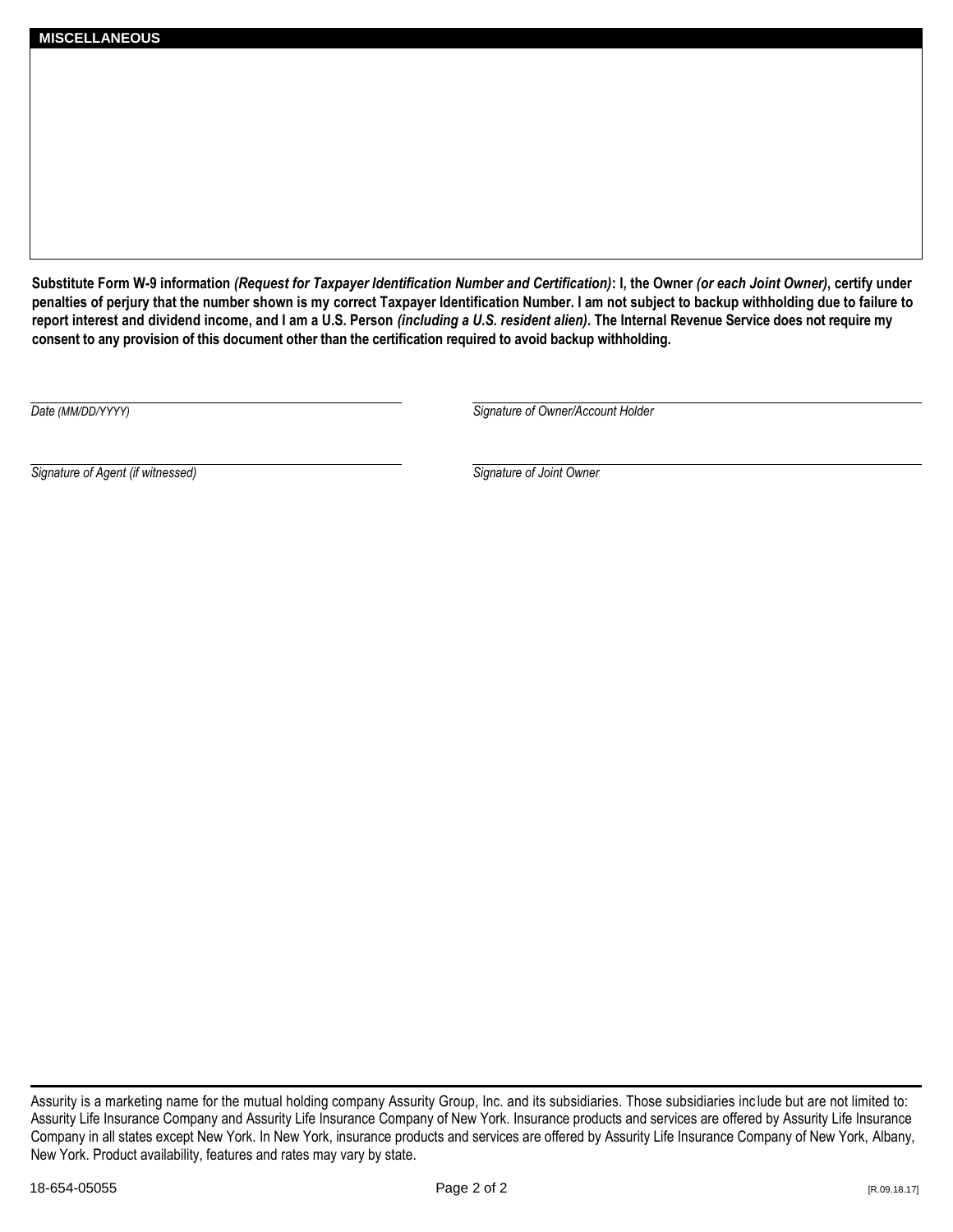## MISCELLANEOUS

**Substitute Form W-9 information *(Request for Taxpayer Identification Number and Certification)*: I, the Owner *(or each Joint Owner)*, certify under penalties of perjury that the number shown is my correct Taxpayer Identification Number. I am not subject to backup withholding due to failure to report interest and dividend income, and I am a U.S. Person *(including a U.S. resident alien)*. The Internal Revenue Service does not require my consent to any provision of this document other than the certification required to avoid backup withholding.**

| | |
|---|---|
| *Date (MM/DD/YYYY)* | *Signature of Owner/Account Holder* |
| *Signature of Agent (if witnessed)* | *Signature of Joint Owner* |

Assurity is a marketing name for the mutual holding company Assurity Group, Inc. and its subsidiaries. Those subsidiaries include but are not limited to: Assurity Life Insurance Company and Assurity Life Insurance Company of New York. Insurance products and services are offered by Assurity Life Insurance Company in all states except New York. In New York, insurance products and services are offered by Assurity Life Insurance Company of New York, Albany, New York. Product availability, features and rates may vary by state.

18-654-05055 [R.09.18.17]